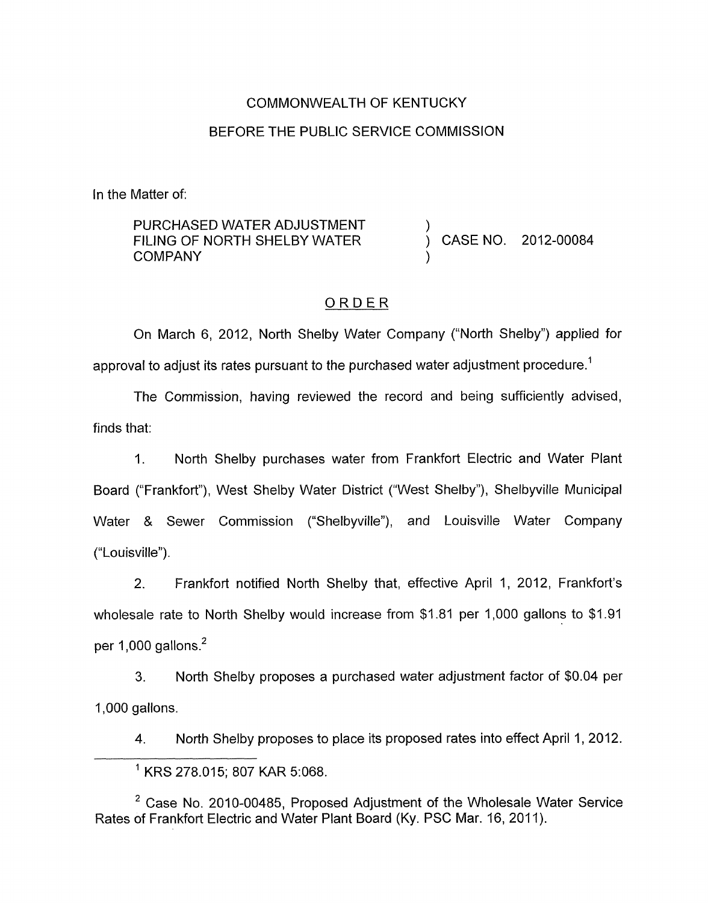COMMONWEALTH OF KENTUCKY

BEFORE THE PUBLIC SERVICE COMMISSION

In the Matter of:

| | | |
|---|---|---|
| PURCHASED WATER ADJUSTMENT FILING OF NORTH SHELBY WATER COMPANY | ) ) ) | CASE NO. 2012-00084 |

## ORDER

On March 6, 2012, North Shelby Water Company ("North Shelby") applied for approval to adjust its rates pursuant to the purchased water adjustment procedure.[1]

The Commission, having reviewed the record and being sufficiently advised, finds that:

1. North Shelby purchases water from Frankfort Electric and Water Plant Board ("Frankfort"), West Shelby Water District ("West Shelby"), Shelbyville Municipal Water & Sewer Commission ("Shelbyville"), and Louisville Water Company ("Louisville").

2. Frankfort notified North Shelby that, effective April 1, 2012, Frankfort's wholesale rate to North Shelby would increase from $1.81 per 1,000 gallons to $1.91 per 1,000 gallons.[2]

3. North Shelby proposes a purchased water adjustment factor of $0.04 per 1,000 gallons.

4. North Shelby proposes to place its proposed rates into effect April 1, 2012.

---

[1] KRS 278.015; 807 KAR 5:068.

[2] Case No. 2010-00485, Proposed Adjustment of the Wholesale Water Service Rates of Frankfort Electric and Water Plant Board (Ky. PSC Mar. 16, 2011).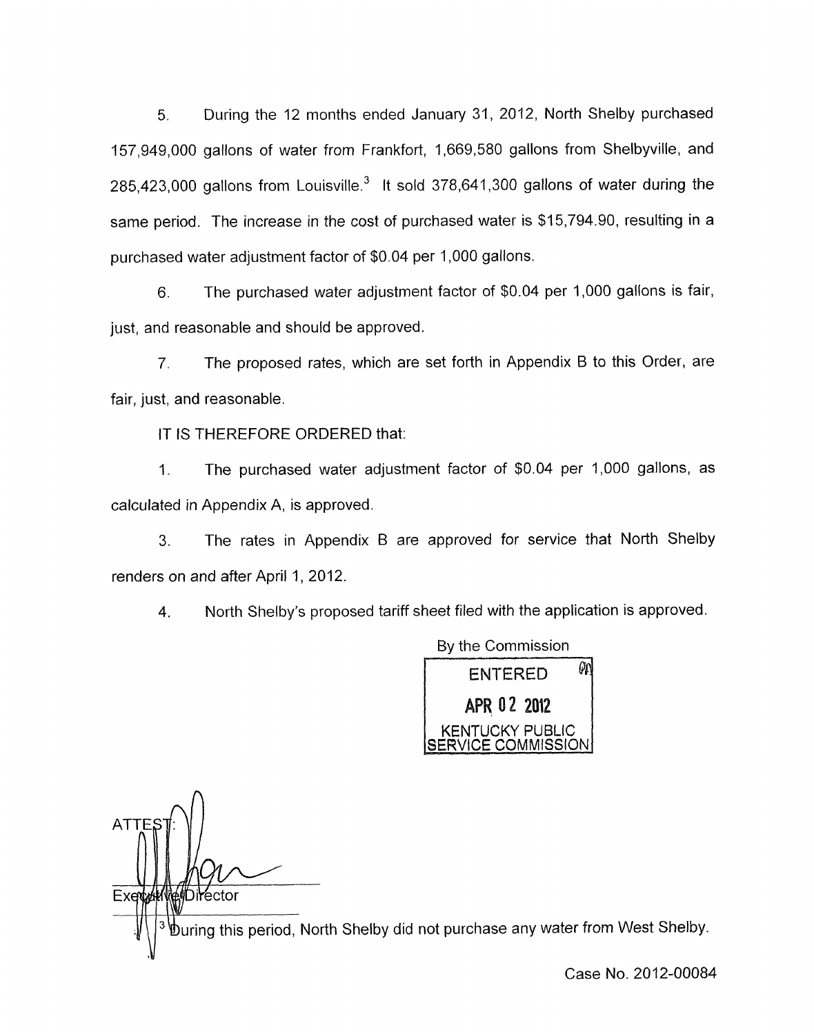5. During the 12 months ended January 31, 2012, North Shelby purchased 157,949,000 gallons of water from Frankfort, 1,669,580 gallons from Shelbyville, and 285,423,000 gallons from Louisville.[3] It sold 378,641,300 gallons of water during the same period. The increase in the cost of purchased water is $15,794.90, resulting in a purchased water adjustment factor of $0.04 per 1,000 gallons.

6. The purchased water adjustment factor of $0.04 per 1,000 gallons is fair, just, and reasonable and should be approved.

7. The proposed rates, which are set forth in Appendix B to this Order, are fair, just, and reasonable.

IT IS THEREFORE ORDERED that:

1. The purchased water adjustment factor of $0.04 per 1,000 gallons, as calculated in Appendix A, is approved.

3. The rates in Appendix B are approved for service that North Shelby renders on and after April 1, 2012.

4. North Shelby's proposed tariff sheet filed with the application is approved.

By the Commission

ENTERED
APR 02 2012
KENTUCKY PUBLIC SERVICE COMMISSION

ATTEST:

Executive Director

[3] During this period, North Shelby did not purchase any water from West Shelby.

Case No. 2012-00084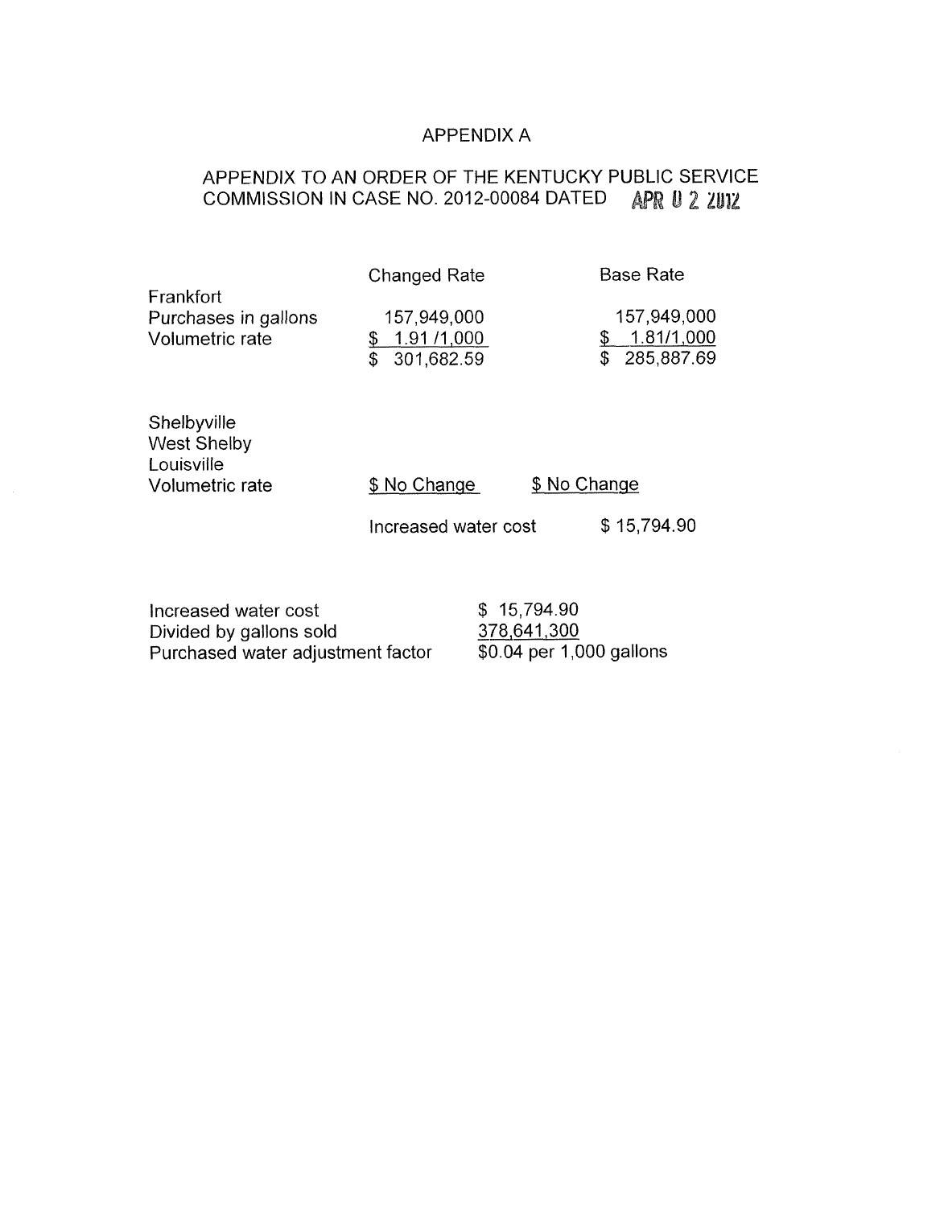# APPENDIX A

## APPENDIX TO AN ORDER OF THE KENTUCKY PUBLIC SERVICE COMMISSION IN CASE NO. 2012-00084 DATED APR 0 2 2012

| | Changed Rate | Base Rate |
|---|---|---|
| Frankfort | | |
| Purchases in gallons | 157,949,000 | 157,949,000 |
| Volumetric rate | $ 1.91 /1,000 | $ 1.81/1,000 |
| | $ 301,682.59 | $ 285,887.69 |
| | | |
| Shelbyville | | |
| West Shelby | | |
| Louisville | | |
| Volumetric rate | $ No Change | $ No Change |
| | Increased water cost | $ 15,794.90 |

| | |
|---|---|
| Increased water cost | $ 15,794.90 |
| Divided by gallons sold | 378,641,300 |
| Purchased water adjustment factor | $0.04 per 1,000 gallons |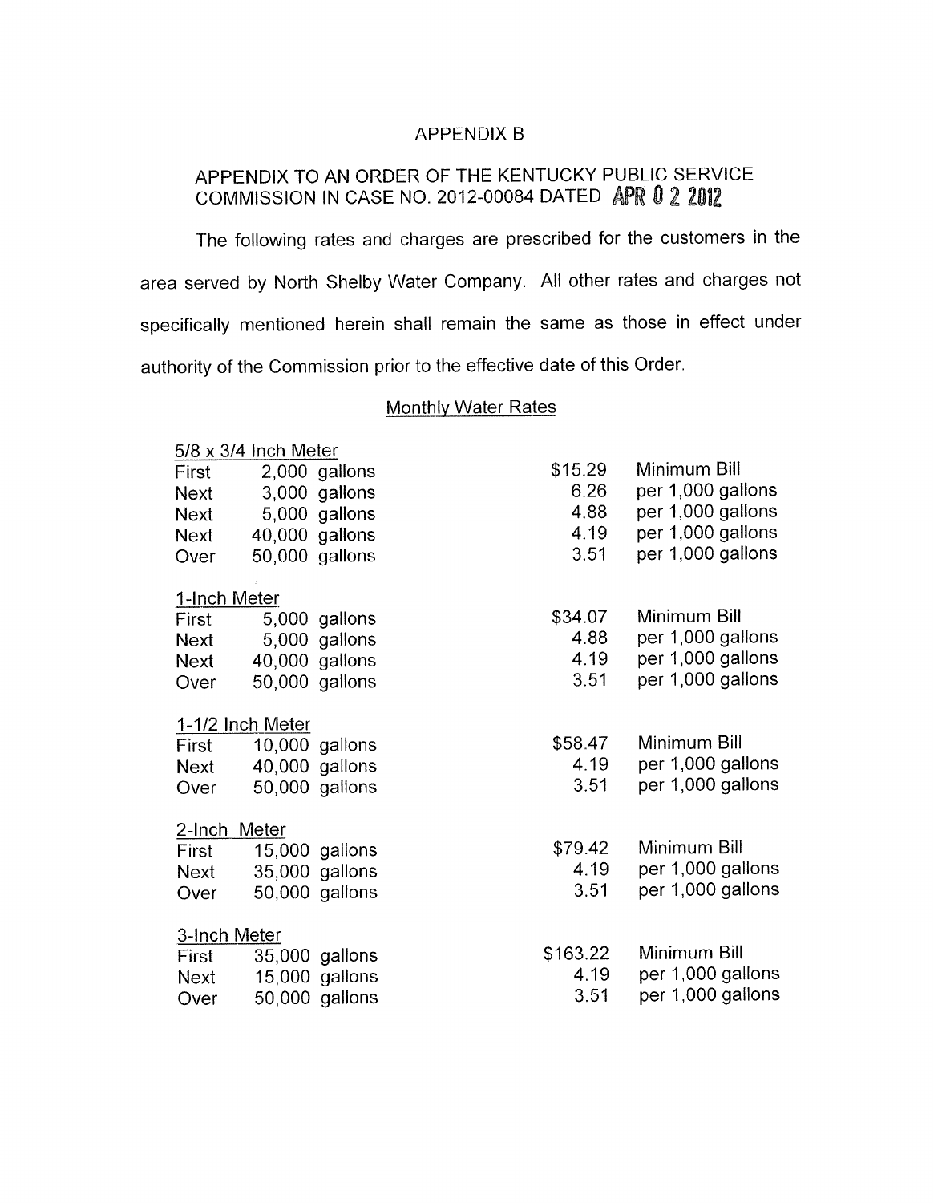# APPENDIX B

## APPENDIX TO AN ORDER OF THE KENTUCKY PUBLIC SERVICE COMMISSION IN CASE NO. 2012-00084 DATED APR 0 2 2012

The following rates and charges are prescribed for the customers in the area served by North Shelby Water Company. All other rates and charges not specifically mentioned herein shall remain the same as those in effect under authority of the Commission prior to the effective date of this Order.

### Monthly Water Rates

**5/8 x 3/4 Inch Meter**

| | | | |
|---|---|---|---|
| First | 2,000 gallons | $15.29 | Minimum Bill |
| Next | 3,000 gallons | 6.26 | per 1,000 gallons |
| Next | 5,000 gallons | 4.88 | per 1,000 gallons |
| Next | 40,000 gallons | 4.19 | per 1,000 gallons |
| Over | 50,000 gallons | 3.51 | per 1,000 gallons |

**1-Inch Meter**

| | | | |
|---|---|---|---|
| First | 5,000 gallons | $34.07 | Minimum Bill |
| Next | 5,000 gallons | 4.88 | per 1,000 gallons |
| Next | 40,000 gallons | 4.19 | per 1,000 gallons |
| Over | 50,000 gallons | 3.51 | per 1,000 gallons |

**1-1/2 Inch Meter**

| | | | |
|---|---|---|---|
| First | 10,000 gallons | $58.47 | Minimum Bill |
| Next | 40,000 gallons | 4.19 | per 1,000 gallons |
| Over | 50,000 gallons | 3.51 | per 1,000 gallons |

**2-Inch Meter**

| | | | |
|---|---|---|---|
| First | 15,000 gallons | $79.42 | Minimum Bill |
| Next | 35,000 gallons | 4.19 | per 1,000 gallons |
| Over | 50,000 gallons | 3.51 | per 1,000 gallons |

**3-Inch Meter**

| | | | |
|---|---|---|---|
| First | 35,000 gallons | $163.22 | Minimum Bill |
| Next | 15,000 gallons | 4.19 | per 1,000 gallons |
| Over | 50,000 gallons | 3.51 | per 1,000 gallons |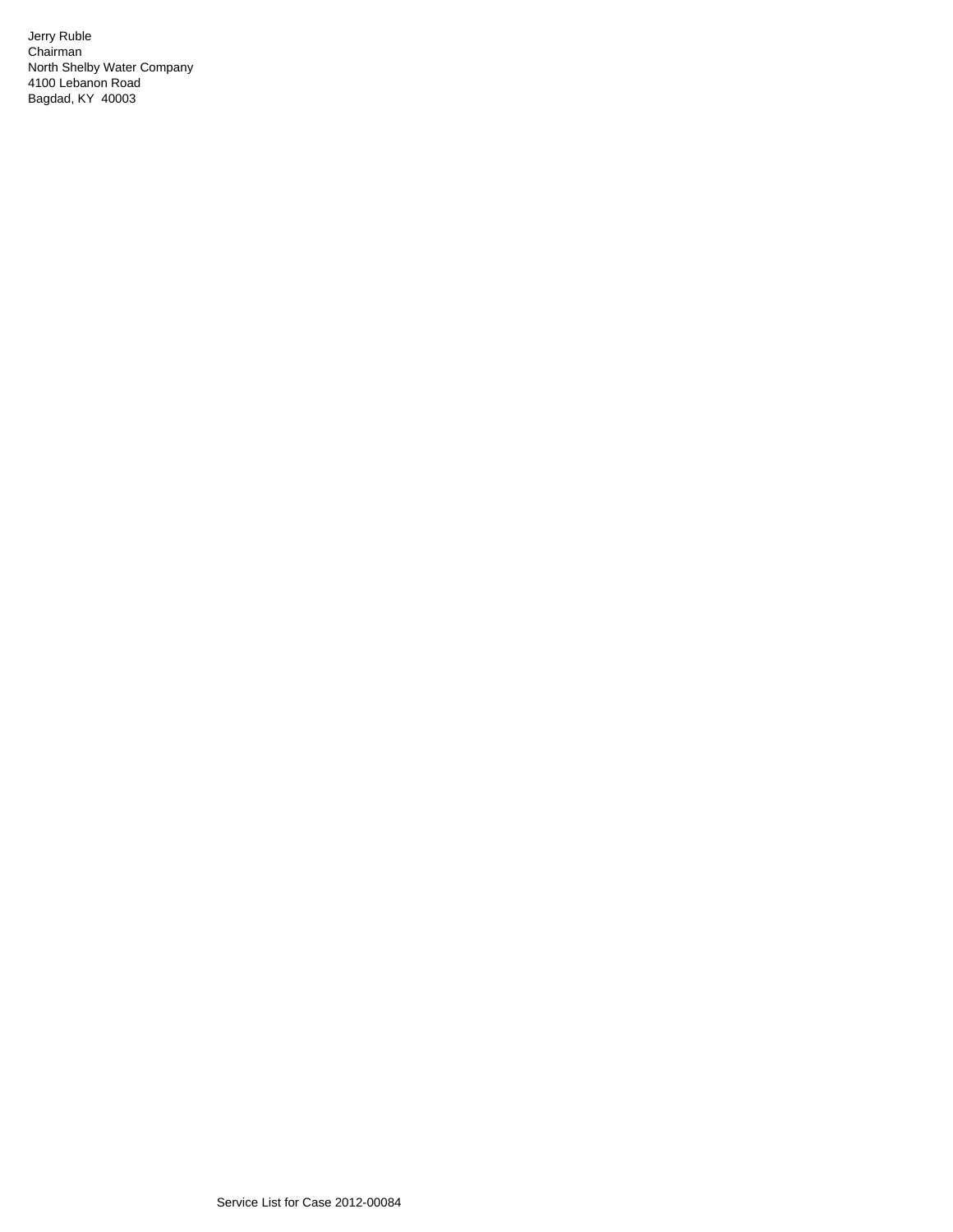Jerry Ruble
Chairman
North Shelby Water Company
4100 Lebanon Road
Bagdad, KY  40003